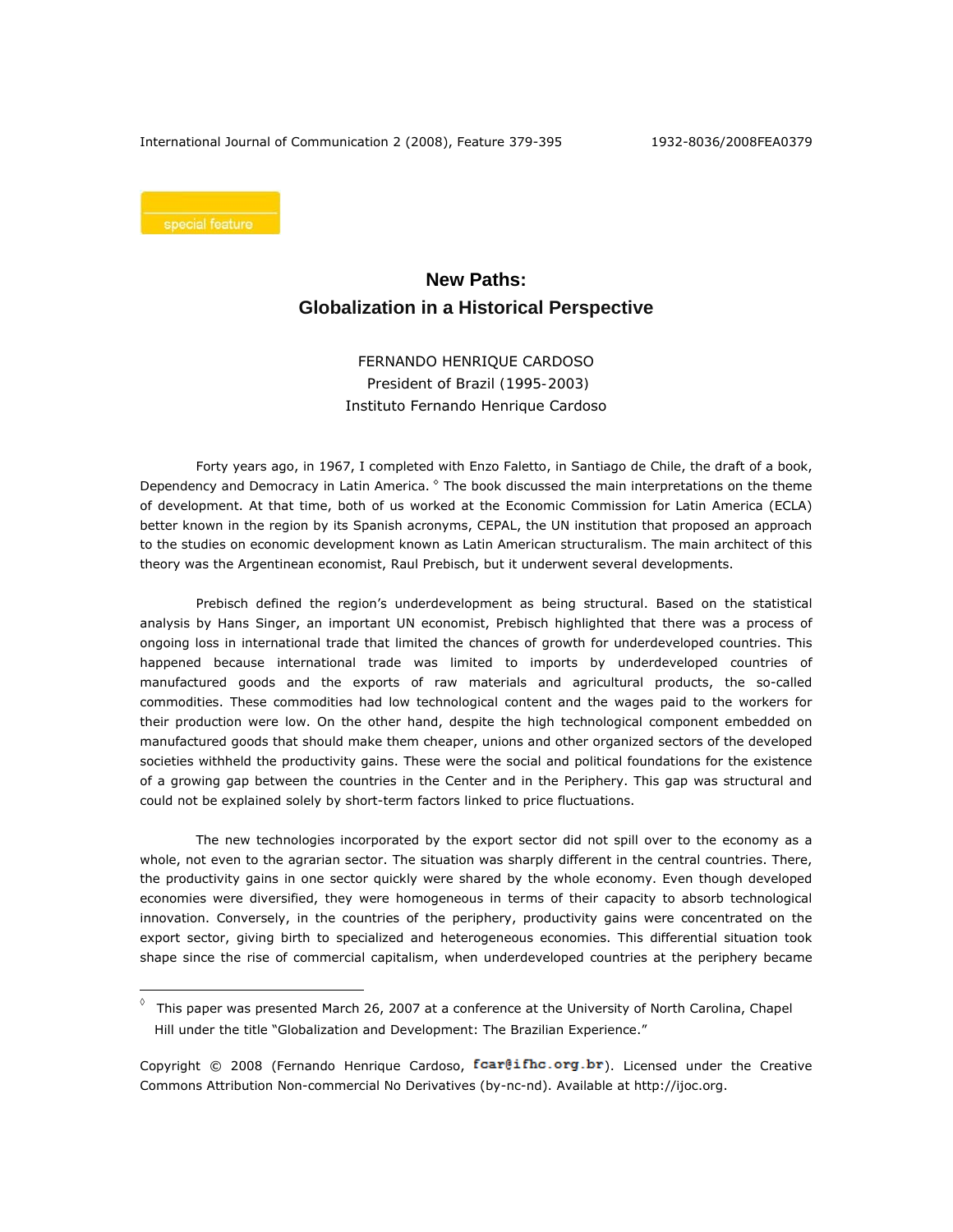special feature

# New Paths: Globalization in a Historical Perspective

FERNANDO HENRIQUE CARDOSO
President of Brazil (1995-2003)
Instituto Fernando Henrique Cardoso

Forty years ago, in 1967, I completed with Enzo Faletto, in Santiago de Chile, the draft of a book, Dependency and Democracy in Latin America. [◊] The book discussed the main interpretations on the theme of development. At that time, both of us worked at the Economic Commission for Latin America (ECLA) better known in the region by its Spanish acronyms, CEPAL, the UN institution that proposed an approach to the studies on economic development known as Latin American structuralism. The main architect of this theory was the Argentinean economist, Raul Prebisch, but it underwent several developments.

Prebisch defined the region's underdevelopment as being structural. Based on the statistical analysis by Hans Singer, an important UN economist, Prebisch highlighted that there was a process of ongoing loss in international trade that limited the chances of growth for underdeveloped countries. This happened because international trade was limited to imports by underdeveloped countries of manufactured goods and the exports of raw materials and agricultural products, the so-called commodities. These commodities had low technological content and the wages paid to the workers for their production were low. On the other hand, despite the high technological component embedded on manufactured goods that should make them cheaper, unions and other organized sectors of the developed societies withheld the productivity gains. These were the social and political foundations for the existence of a growing gap between the countries in the Center and in the Periphery. This gap was structural and could not be explained solely by short-term factors linked to price fluctuations.

The new technologies incorporated by the export sector did not spill over to the economy as a whole, not even to the agrarian sector. The situation was sharply different in the central countries. There, the productivity gains in one sector quickly were shared by the whole economy. Even though developed economies were diversified, they were homogeneous in terms of their capacity to absorb technological innovation. Conversely, in the countries of the periphery, productivity gains were concentrated on the export sector, giving birth to specialized and heterogeneous economies. This differential situation took shape since the rise of commercial capitalism, when underdeveloped countries at the periphery became

---

[◊] This paper was presented March 26, 2007 at a conference at the University of North Carolina, Chapel Hill under the title "Globalization and Development: The Brazilian Experience."

Copyright © 2008 (Fernando Henrique Cardoso, fcar@ifhc.org.br). Licensed under the Creative Commons Attribution Non-commercial No Derivatives (by-nc-nd). Available at http://ijoc.org.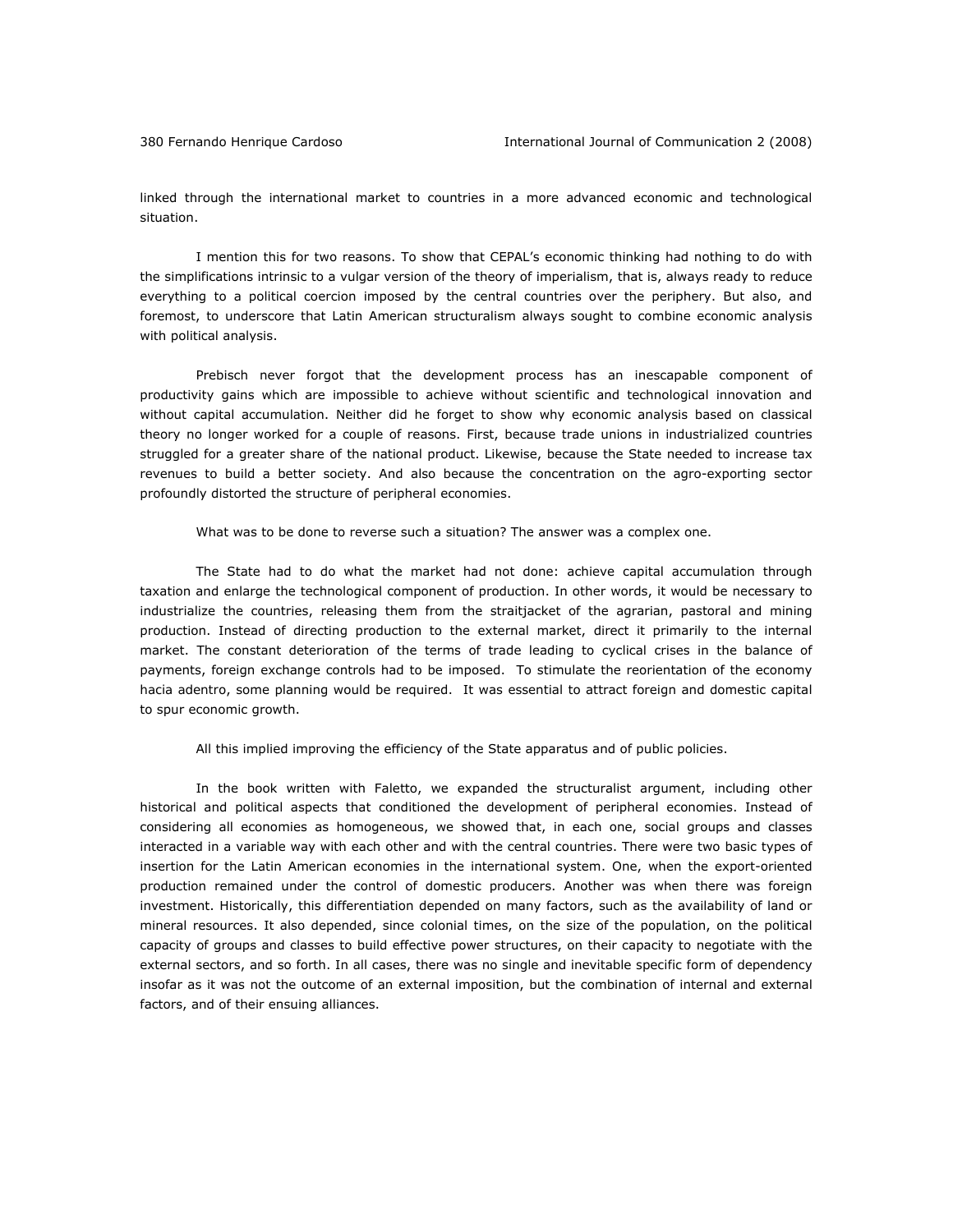linked through the international market to countries in a more advanced economic and technological situation.

I mention this for two reasons. To show that CEPAL's economic thinking had nothing to do with the simplifications intrinsic to a vulgar version of the theory of imperialism, that is, always ready to reduce everything to a political coercion imposed by the central countries over the periphery. But also, and foremost, to underscore that Latin American structuralism always sought to combine economic analysis with political analysis.

Prebisch never forgot that the development process has an inescapable component of productivity gains which are impossible to achieve without scientific and technological innovation and without capital accumulation. Neither did he forget to show why economic analysis based on classical theory no longer worked for a couple of reasons. First, because trade unions in industrialized countries struggled for a greater share of the national product. Likewise, because the State needed to increase tax revenues to build a better society. And also because the concentration on the agro-exporting sector profoundly distorted the structure of peripheral economies.

What was to be done to reverse such a situation? The answer was a complex one.

The State had to do what the market had not done: achieve capital accumulation through taxation and enlarge the technological component of production. In other words, it would be necessary to industrialize the countries, releasing them from the straitjacket of the agrarian, pastoral and mining production. Instead of directing production to the external market, direct it primarily to the internal market. The constant deterioration of the terms of trade leading to cyclical crises in the balance of payments, foreign exchange controls had to be imposed. To stimulate the reorientation of the economy hacia adentro, some planning would be required. It was essential to attract foreign and domestic capital to spur economic growth.

All this implied improving the efficiency of the State apparatus and of public policies.

In the book written with Faletto, we expanded the structuralist argument, including other historical and political aspects that conditioned the development of peripheral economies. Instead of considering all economies as homogeneous, we showed that, in each one, social groups and classes interacted in a variable way with each other and with the central countries. There were two basic types of insertion for the Latin American economies in the international system. One, when the export-oriented production remained under the control of domestic producers. Another was when there was foreign investment. Historically, this differentiation depended on many factors, such as the availability of land or mineral resources. It also depended, since colonial times, on the size of the population, on the political capacity of groups and classes to build effective power structures, on their capacity to negotiate with the external sectors, and so forth. In all cases, there was no single and inevitable specific form of dependency insofar as it was not the outcome of an external imposition, but the combination of internal and external factors, and of their ensuing alliances.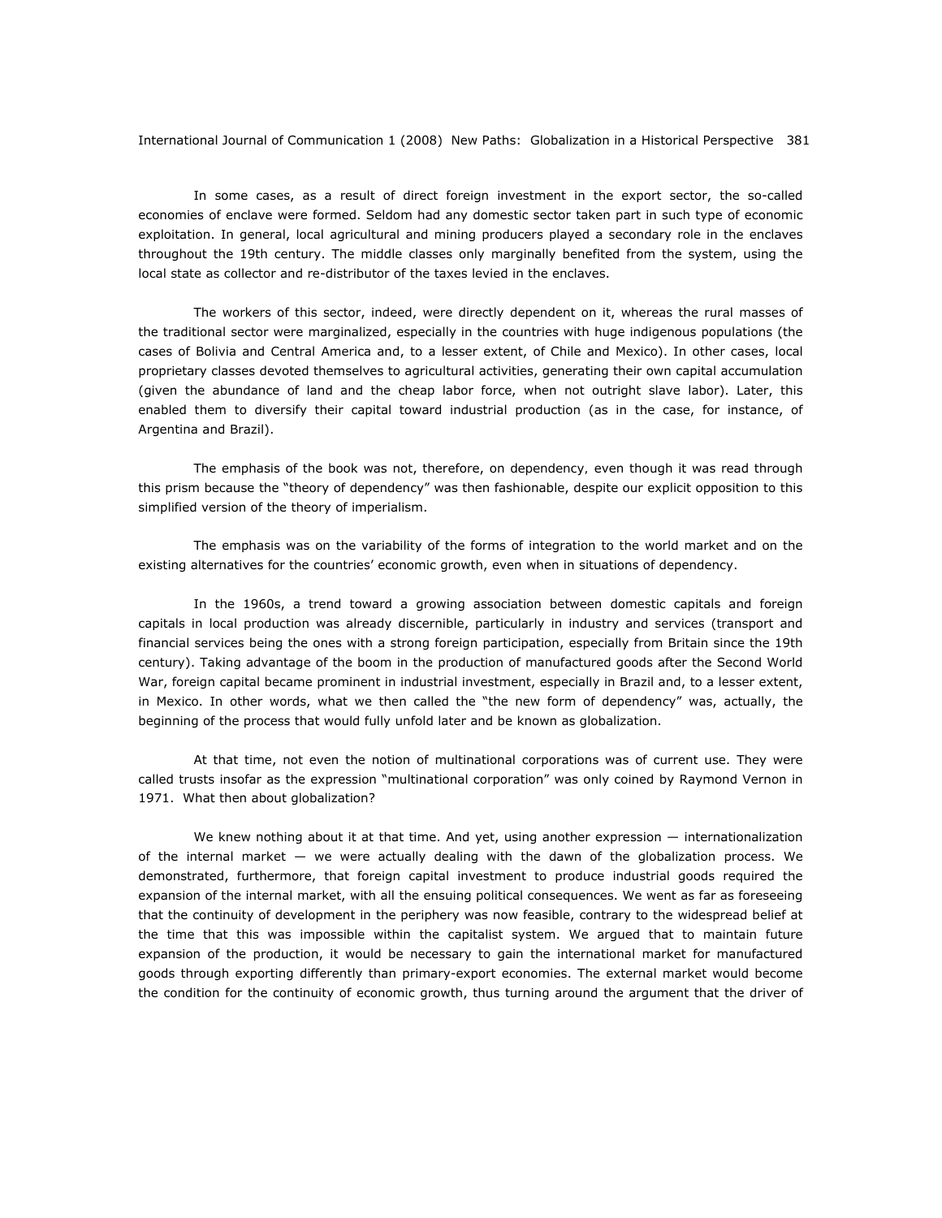In some cases, as a result of direct foreign investment in the export sector, the so-called economies of enclave were formed. Seldom had any domestic sector taken part in such type of economic exploitation. In general, local agricultural and mining producers played a secondary role in the enclaves throughout the 19th century. The middle classes only marginally benefited from the system, using the local state as collector and re-distributor of the taxes levied in the enclaves.

The workers of this sector, indeed, were directly dependent on it, whereas the rural masses of the traditional sector were marginalized, especially in the countries with huge indigenous populations (the cases of Bolivia and Central America and, to a lesser extent, of Chile and Mexico). In other cases, local proprietary classes devoted themselves to agricultural activities, generating their own capital accumulation (given the abundance of land and the cheap labor force, when not outright slave labor). Later, this enabled them to diversify their capital toward industrial production (as in the case, for instance, of Argentina and Brazil).

The emphasis of the book was not, therefore, on dependency, even though it was read through this prism because the "theory of dependency" was then fashionable, despite our explicit opposition to this simplified version of the theory of imperialism.

The emphasis was on the variability of the forms of integration to the world market and on the existing alternatives for the countries' economic growth, even when in situations of dependency.

In the 1960s, a trend toward a growing association between domestic capitals and foreign capitals in local production was already discernible, particularly in industry and services (transport and financial services being the ones with a strong foreign participation, especially from Britain since the 19th century). Taking advantage of the boom in the production of manufactured goods after the Second World War, foreign capital became prominent in industrial investment, especially in Brazil and, to a lesser extent, in Mexico. In other words, what we then called the "the new form of dependency" was, actually, the beginning of the process that would fully unfold later and be known as globalization.

At that time, not even the notion of multinational corporations was of current use. They were called trusts insofar as the expression "multinational corporation" was only coined by Raymond Vernon in 1971. What then about globalization?

We knew nothing about it at that time. And yet, using another expression — internationalization of the internal market — we were actually dealing with the dawn of the globalization process. We demonstrated, furthermore, that foreign capital investment to produce industrial goods required the expansion of the internal market, with all the ensuing political consequences. We went as far as foreseeing that the continuity of development in the periphery was now feasible, contrary to the widespread belief at the time that this was impossible within the capitalist system. We argued that to maintain future expansion of the production, it would be necessary to gain the international market for manufactured goods through exporting differently than primary-export economies. The external market would become the condition for the continuity of economic growth, thus turning around the argument that the driver of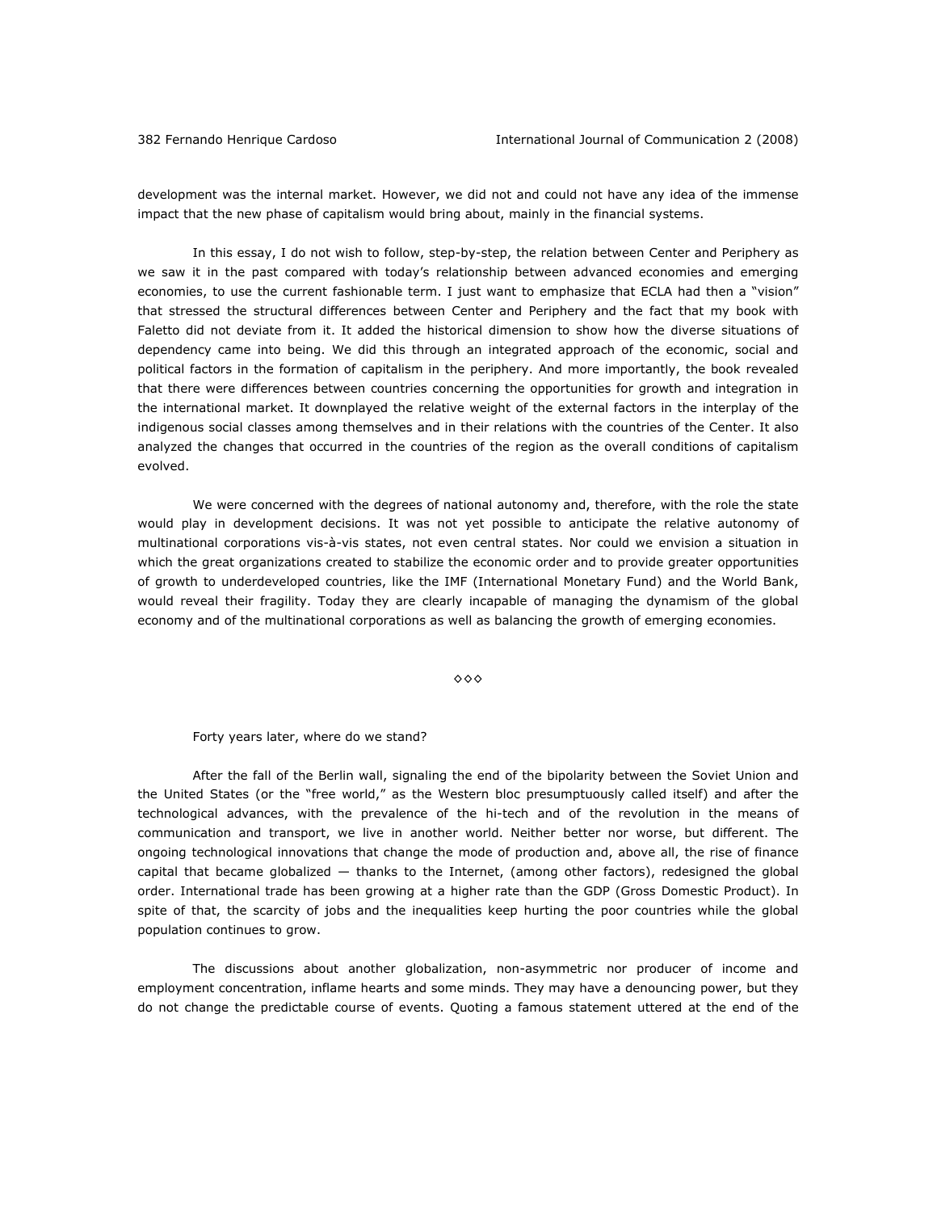development was the internal market. However, we did not and could not have any idea of the immense impact that the new phase of capitalism would bring about, mainly in the financial systems.

In this essay, I do not wish to follow, step-by-step, the relation between Center and Periphery as we saw it in the past compared with today's relationship between advanced economies and emerging economies, to use the current fashionable term. I just want to emphasize that ECLA had then a "vision" that stressed the structural differences between Center and Periphery and the fact that my book with Faletto did not deviate from it. It added the historical dimension to show how the diverse situations of dependency came into being. We did this through an integrated approach of the economic, social and political factors in the formation of capitalism in the periphery. And more importantly, the book revealed that there were differences between countries concerning the opportunities for growth and integration in the international market. It downplayed the relative weight of the external factors in the interplay of the indigenous social classes among themselves and in their relations with the countries of the Center. It also analyzed the changes that occurred in the countries of the region as the overall conditions of capitalism evolved.

We were concerned with the degrees of national autonomy and, therefore, with the role the state would play in development decisions. It was not yet possible to anticipate the relative autonomy of multinational corporations vis-à-vis states, not even central states. Nor could we envision a situation in which the great organizations created to stabilize the economic order and to provide greater opportunities of growth to underdeveloped countries, like the IMF (International Monetary Fund) and the World Bank, would reveal their fragility. Today they are clearly incapable of managing the dynamism of the global economy and of the multinational corporations as well as balancing the growth of emerging economies.

◇◇◇

Forty years later, where do we stand?

After the fall of the Berlin wall, signaling the end of the bipolarity between the Soviet Union and the United States (or the "free world," as the Western bloc presumptuously called itself) and after the technological advances, with the prevalence of the hi-tech and of the revolution in the means of communication and transport, we live in another world. Neither better nor worse, but different. The ongoing technological innovations that change the mode of production and, above all, the rise of finance capital that became globalized — thanks to the Internet, (among other factors), redesigned the global order. International trade has been growing at a higher rate than the GDP (Gross Domestic Product). In spite of that, the scarcity of jobs and the inequalities keep hurting the poor countries while the global population continues to grow.

The discussions about another globalization, non-asymmetric nor producer of income and employment concentration, inflame hearts and some minds. They may have a denouncing power, but they do not change the predictable course of events. Quoting a famous statement uttered at the end of the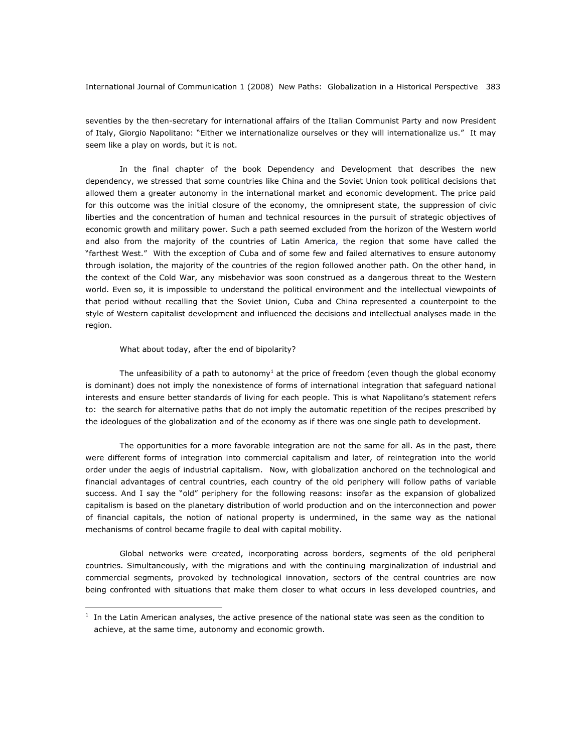seventies by the then-secretary for international affairs of the Italian Communist Party and now President of Italy, Giorgio Napolitano: "Either we internationalize ourselves or they will internationalize us." It may seem like a play on words, but it is not.

In the final chapter of the book Dependency and Development that describes the new dependency, we stressed that some countries like China and the Soviet Union took political decisions that allowed them a greater autonomy in the international market and economic development. The price paid for this outcome was the initial closure of the economy, the omnipresent state, the suppression of civic liberties and the concentration of human and technical resources in the pursuit of strategic objectives of economic growth and military power. Such a path seemed excluded from the horizon of the Western world and also from the majority of the countries of Latin America, the region that some have called the "farthest West." With the exception of Cuba and of some few and failed alternatives to ensure autonomy through isolation, the majority of the countries of the region followed another path. On the other hand, in the context of the Cold War, any misbehavior was soon construed as a dangerous threat to the Western world. Even so, it is impossible to understand the political environment and the intellectual viewpoints of that period without recalling that the Soviet Union, Cuba and China represented a counterpoint to the style of Western capitalist development and influenced the decisions and intellectual analyses made in the region.

What about today, after the end of bipolarity?

The unfeasibility of a path to autonomy[1] at the price of freedom (even though the global economy is dominant) does not imply the nonexistence of forms of international integration that safeguard national interests and ensure better standards of living for each people. This is what Napolitano's statement refers to: the search for alternative paths that do not imply the automatic repetition of the recipes prescribed by the ideologues of the globalization and of the economy as if there was one single path to development.

The opportunities for a more favorable integration are not the same for all. As in the past, there were different forms of integration into commercial capitalism and later, of reintegration into the world order under the aegis of industrial capitalism. Now, with globalization anchored on the technological and financial advantages of central countries, each country of the old periphery will follow paths of variable success. And I say the "old" periphery for the following reasons: insofar as the expansion of globalized capitalism is based on the planetary distribution of world production and on the interconnection and power of financial capitals, the notion of national property is undermined, in the same way as the national mechanisms of control became fragile to deal with capital mobility.

Global networks were created, incorporating across borders, segments of the old peripheral countries. Simultaneously, with the migrations and with the continuing marginalization of industrial and commercial segments, provoked by technological innovation, sectors of the central countries are now being confronted with situations that make them closer to what occurs in less developed countries, and

[1] In the Latin American analyses, the active presence of the national state was seen as the condition to achieve, at the same time, autonomy and economic growth.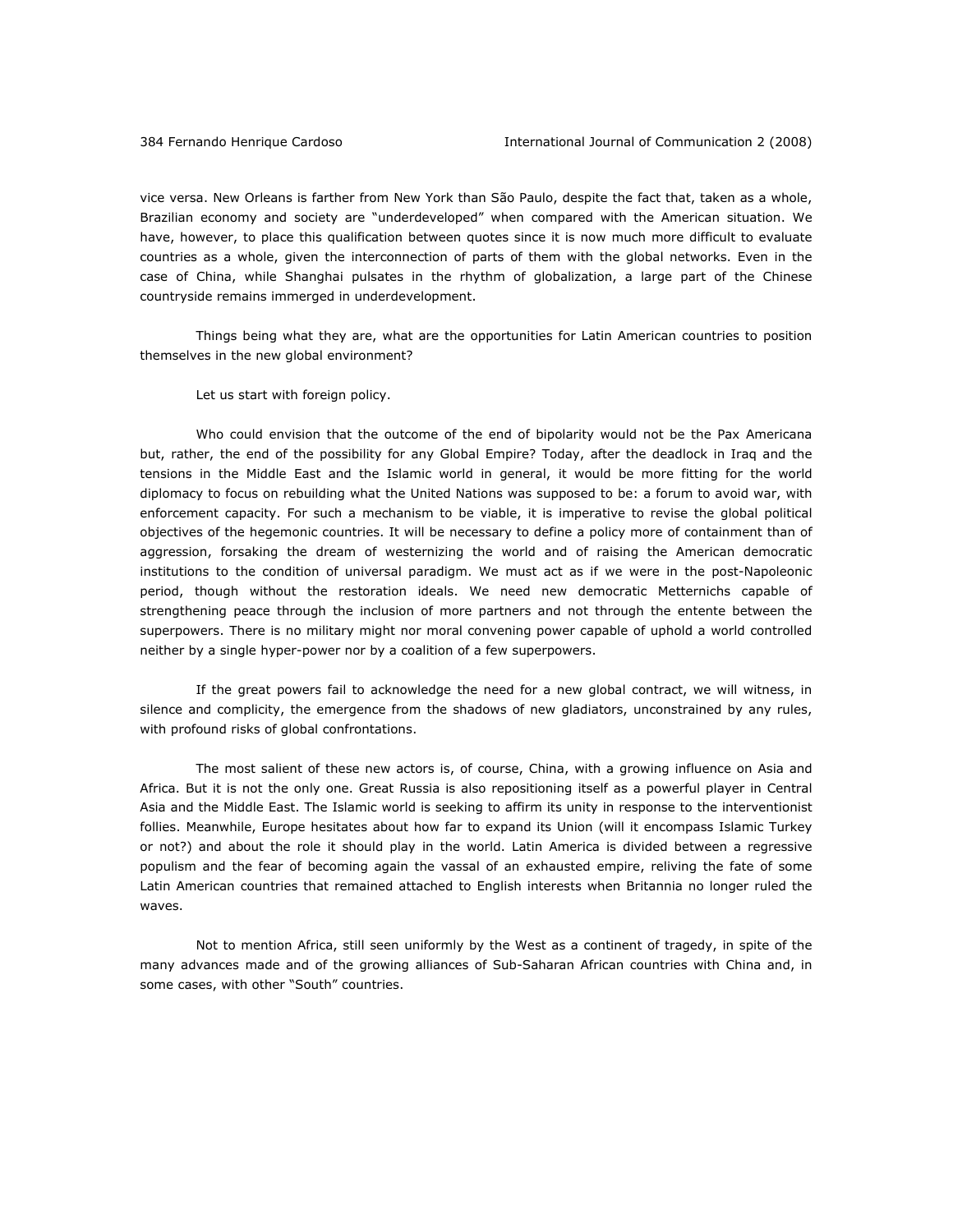vice versa. New Orleans is farther from New York than São Paulo, despite the fact that, taken as a whole, Brazilian economy and society are "underdeveloped" when compared with the American situation. We have, however, to place this qualification between quotes since it is now much more difficult to evaluate countries as a whole, given the interconnection of parts of them with the global networks. Even in the case of China, while Shanghai pulsates in the rhythm of globalization, a large part of the Chinese countryside remains immerged in underdevelopment.

Things being what they are, what are the opportunities for Latin American countries to position themselves in the new global environment?

Let us start with foreign policy.

Who could envision that the outcome of the end of bipolarity would not be the Pax Americana but, rather, the end of the possibility for any Global Empire? Today, after the deadlock in Iraq and the tensions in the Middle East and the Islamic world in general, it would be more fitting for the world diplomacy to focus on rebuilding what the United Nations was supposed to be: a forum to avoid war, with enforcement capacity. For such a mechanism to be viable, it is imperative to revise the global political objectives of the hegemonic countries. It will be necessary to define a policy more of containment than of aggression, forsaking the dream of westernizing the world and of raising the American democratic institutions to the condition of universal paradigm. We must act as if we were in the post-Napoleonic period, though without the restoration ideals. We need new democratic Metternichs capable of strengthening peace through the inclusion of more partners and not through the entente between the superpowers. There is no military might nor moral convening power capable of uphold a world controlled neither by a single hyper-power nor by a coalition of a few superpowers.

If the great powers fail to acknowledge the need for a new global contract, we will witness, in silence and complicity, the emergence from the shadows of new gladiators, unconstrained by any rules, with profound risks of global confrontations.

The most salient of these new actors is, of course, China, with a growing influence on Asia and Africa. But it is not the only one. Great Russia is also repositioning itself as a powerful player in Central Asia and the Middle East. The Islamic world is seeking to affirm its unity in response to the interventionist follies. Meanwhile, Europe hesitates about how far to expand its Union (will it encompass Islamic Turkey or not?) and about the role it should play in the world. Latin America is divided between a regressive populism and the fear of becoming again the vassal of an exhausted empire, reliving the fate of some Latin American countries that remained attached to English interests when Britannia no longer ruled the waves.

Not to mention Africa, still seen uniformly by the West as a continent of tragedy, in spite of the many advances made and of the growing alliances of Sub-Saharan African countries with China and, in some cases, with other "South" countries.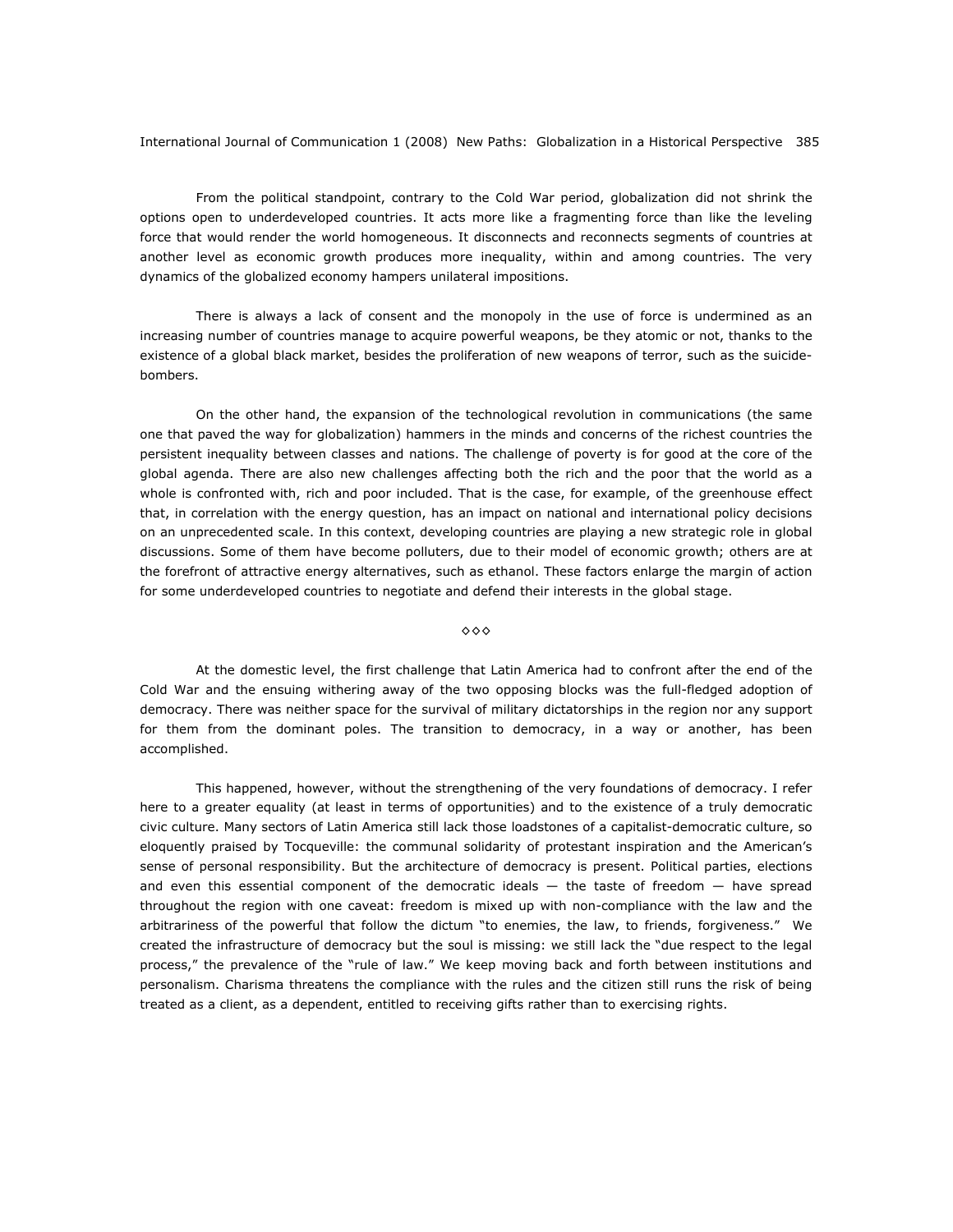From the political standpoint, contrary to the Cold War period, globalization did not shrink the options open to underdeveloped countries. It acts more like a fragmenting force than like the leveling force that would render the world homogeneous. It disconnects and reconnects segments of countries at another level as economic growth produces more inequality, within and among countries. The very dynamics of the globalized economy hampers unilateral impositions.

There is always a lack of consent and the monopoly in the use of force is undermined as an increasing number of countries manage to acquire powerful weapons, be they atomic or not, thanks to the existence of a global black market, besides the proliferation of new weapons of terror, such as the suicide-bombers.

On the other hand, the expansion of the technological revolution in communications (the same one that paved the way for globalization) hammers in the minds and concerns of the richest countries the persistent inequality between classes and nations. The challenge of poverty is for good at the core of the global agenda. There are also new challenges affecting both the rich and the poor that the world as a whole is confronted with, rich and poor included. That is the case, for example, of the greenhouse effect that, in correlation with the energy question, has an impact on national and international policy decisions on an unprecedented scale. In this context, developing countries are playing a new strategic role in global discussions. Some of them have become polluters, due to their model of economic growth; others are at the forefront of attractive energy alternatives, such as ethanol. These factors enlarge the margin of action for some underdeveloped countries to negotiate and defend their interests in the global stage.

◇◇◇

At the domestic level, the first challenge that Latin America had to confront after the end of the Cold War and the ensuing withering away of the two opposing blocks was the full-fledged adoption of democracy. There was neither space for the survival of military dictatorships in the region nor any support for them from the dominant poles. The transition to democracy, in a way or another, has been accomplished.

This happened, however, without the strengthening of the very foundations of democracy. I refer here to a greater equality (at least in terms of opportunities) and to the existence of a truly democratic civic culture. Many sectors of Latin America still lack those loadstones of a capitalist-democratic culture, so eloquently praised by Tocqueville: the communal solidarity of protestant inspiration and the American's sense of personal responsibility. But the architecture of democracy is present. Political parties, elections and even this essential component of the democratic ideals — the taste of freedom — have spread throughout the region with one caveat: freedom is mixed up with non-compliance with the law and the arbitrariness of the powerful that follow the dictum "to enemies, the law, to friends, forgiveness." We created the infrastructure of democracy but the soul is missing: we still lack the "due respect to the legal process," the prevalence of the "rule of law." We keep moving back and forth between institutions and personalism. Charisma threatens the compliance with the rules and the citizen still runs the risk of being treated as a client, as a dependent, entitled to receiving gifts rather than to exercising rights.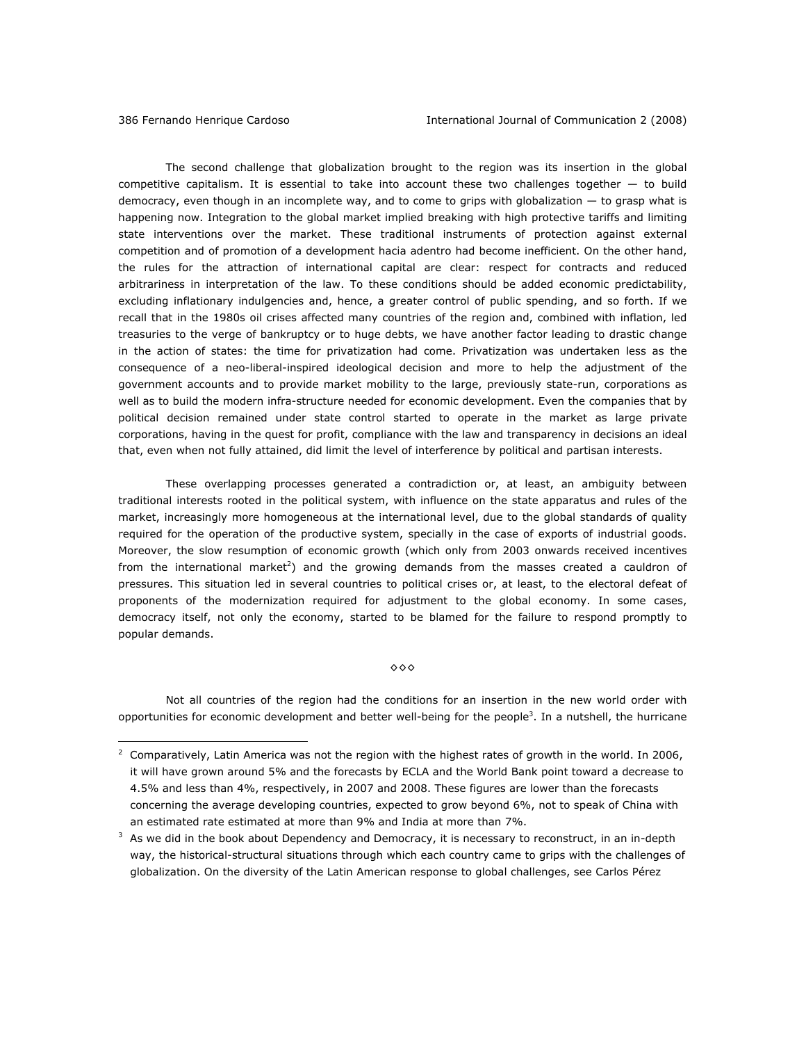The second challenge that globalization brought to the region was its insertion in the global competitive capitalism. It is essential to take into account these two challenges together — to build democracy, even though in an incomplete way, and to come to grips with globalization — to grasp what is happening now. Integration to the global market implied breaking with high protective tariffs and limiting state interventions over the market. These traditional instruments of protection against external competition and of promotion of a development hacia adentro had become inefficient. On the other hand, the rules for the attraction of international capital are clear: respect for contracts and reduced arbitrariness in interpretation of the law. To these conditions should be added economic predictability, excluding inflationary indulgencies and, hence, a greater control of public spending, and so forth. If we recall that in the 1980s oil crises affected many countries of the region and, combined with inflation, led treasuries to the verge of bankruptcy or to huge debts, we have another factor leading to drastic change in the action of states: the time for privatization had come. Privatization was undertaken less as the consequence of a neo-liberal-inspired ideological decision and more to help the adjustment of the government accounts and to provide market mobility to the large, previously state-run, corporations as well as to build the modern infra-structure needed for economic development. Even the companies that by political decision remained under state control started to operate in the market as large private corporations, having in the quest for profit, compliance with the law and transparency in decisions an ideal that, even when not fully attained, did limit the level of interference by political and partisan interests.

These overlapping processes generated a contradiction or, at least, an ambiguity between traditional interests rooted in the political system, with influence on the state apparatus and rules of the market, increasingly more homogeneous at the international level, due to the global standards of quality required for the operation of the productive system, specially in the case of exports of industrial goods. Moreover, the slow resumption of economic growth (which only from 2003 onwards received incentives from the international market[2]) and the growing demands from the masses created a cauldron of pressures. This situation led in several countries to political crises or, at least, to the electoral defeat of proponents of the modernization required for adjustment to the global economy. In some cases, democracy itself, not only the economy, started to be blamed for the failure to respond promptly to popular demands.

◇◇◇

Not all countries of the region had the conditions for an insertion in the new world order with opportunities for economic development and better well-being for the people[3]. In a nutshell, the hurricane

---

[2] Comparatively, Latin America was not the region with the highest rates of growth in the world. In 2006, it will have grown around 5% and the forecasts by ECLA and the World Bank point toward a decrease to 4.5% and less than 4%, respectively, in 2007 and 2008. These figures are lower than the forecasts concerning the average developing countries, expected to grow beyond 6%, not to speak of China with an estimated rate estimated at more than 9% and India at more than 7%.

[3] As we did in the book about Dependency and Democracy, it is necessary to reconstruct, in an in-depth way, the historical-structural situations through which each country came to grips with the challenges of globalization. On the diversity of the Latin American response to global challenges, see Carlos Pérez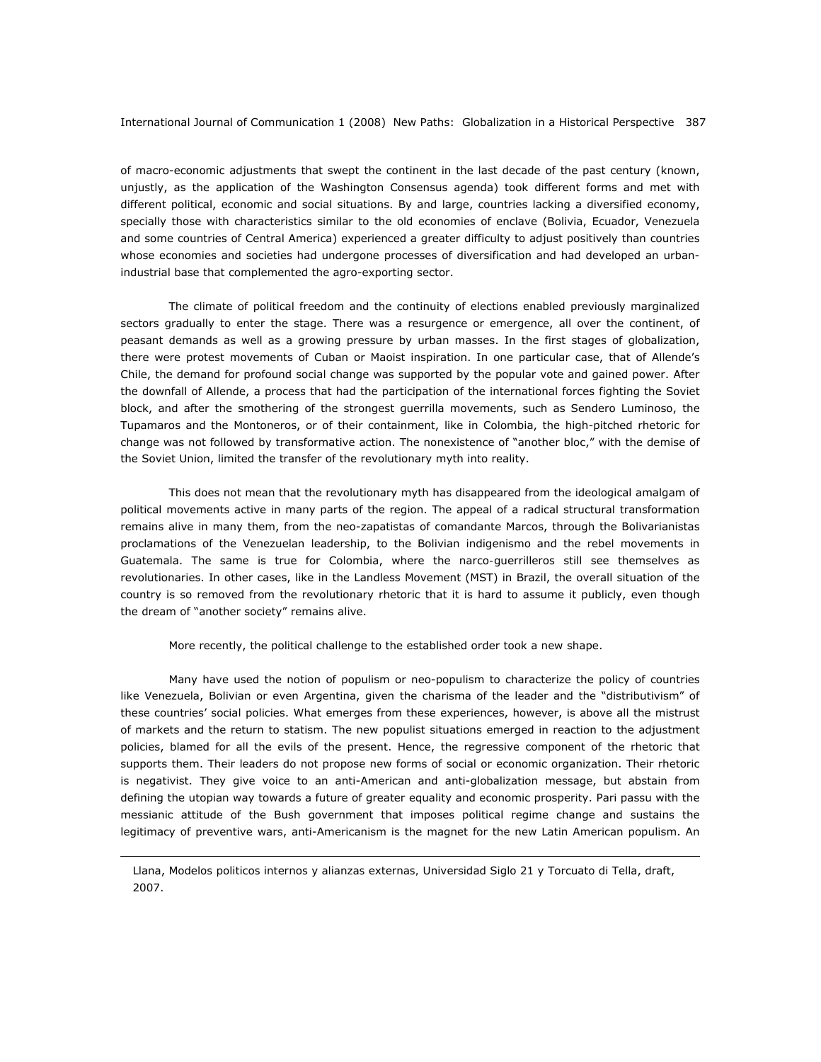of macro-economic adjustments that swept the continent in the last decade of the past century (known, unjustly, as the application of the Washington Consensus agenda) took different forms and met with different political, economic and social situations. By and large, countries lacking a diversified economy, specially those with characteristics similar to the old economies of enclave (Bolivia, Ecuador, Venezuela and some countries of Central America) experienced a greater difficulty to adjust positively than countries whose economies and societies had undergone processes of diversification and had developed an urban-industrial base that complemented the agro-exporting sector.

The climate of political freedom and the continuity of elections enabled previously marginalized sectors gradually to enter the stage. There was a resurgence or emergence, all over the continent, of peasant demands as well as a growing pressure by urban masses. In the first stages of globalization, there were protest movements of Cuban or Maoist inspiration. In one particular case, that of Allende's Chile, the demand for profound social change was supported by the popular vote and gained power. After the downfall of Allende, a process that had the participation of the international forces fighting the Soviet block, and after the smothering of the strongest guerrilla movements, such as Sendero Luminoso, the Tupamaros and the Montoneros, or of their containment, like in Colombia, the high-pitched rhetoric for change was not followed by transformative action. The nonexistence of "another bloc," with the demise of the Soviet Union, limited the transfer of the revolutionary myth into reality.

This does not mean that the revolutionary myth has disappeared from the ideological amalgam of political movements active in many parts of the region. The appeal of a radical structural transformation remains alive in many them, from the neo-zapatistas of comandante Marcos, through the Bolivarianistas proclamations of the Venezuelan leadership, to the Bolivian indigenismo and the rebel movements in Guatemala. The same is true for Colombia, where the narco-guerrilleros still see themselves as revolutionaries. In other cases, like in the Landless Movement (MST) in Brazil, the overall situation of the country is so removed from the revolutionary rhetoric that it is hard to assume it publicly, even though the dream of "another society" remains alive.

More recently, the political challenge to the established order took a new shape.

Many have used the notion of populism or neo-populism to characterize the policy of countries like Venezuela, Bolivian or even Argentina, given the charisma of the leader and the "distributivism" of these countries' social policies. What emerges from these experiences, however, is above all the mistrust of markets and the return to statism. The new populist situations emerged in reaction to the adjustment policies, blamed for all the evils of the present. Hence, the regressive component of the rhetoric that supports them. Their leaders do not propose new forms of social or economic organization. Their rhetoric is negativist. They give voice to an anti-American and anti-globalization message, but abstain from defining the utopian way towards a future of greater equality and economic prosperity. Pari passu with the messianic attitude of the Bush government that imposes political regime change and sustains the legitimacy of preventive wars, anti-Americanism is the magnet for the new Latin American populism. An

---

Llana, Modelos politicos internos y alianzas externas, Universidad Siglo 21 y Torcuato di Tella, draft, 2007.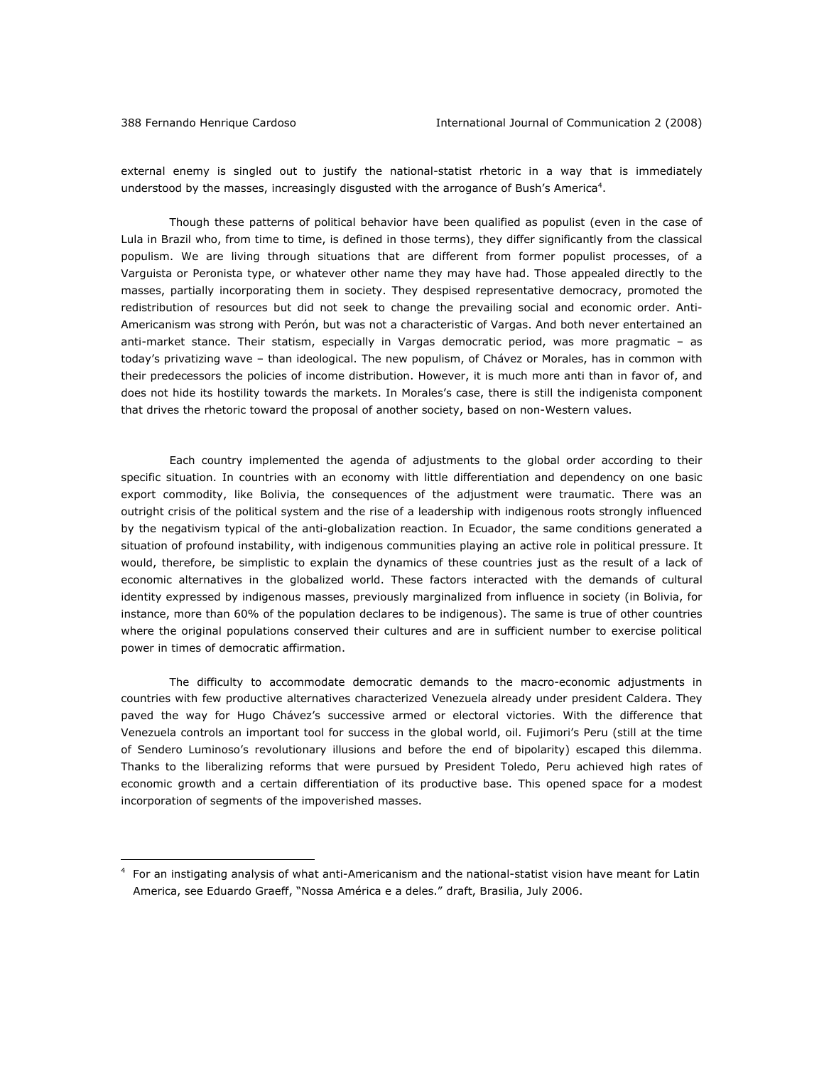external enemy is singled out to justify the national-statist rhetoric in a way that is immediately understood by the masses, increasingly disgusted with the arrogance of Bush's America[4].

Though these patterns of political behavior have been qualified as populist (even in the case of Lula in Brazil who, from time to time, is defined in those terms), they differ significantly from the classical populism. We are living through situations that are different from former populist processes, of a Varguista or Peronista type, or whatever other name they may have had. Those appealed directly to the masses, partially incorporating them in society. They despised representative democracy, promoted the redistribution of resources but did not seek to change the prevailing social and economic order. Anti-Americanism was strong with Perón, but was not a characteristic of Vargas. And both never entertained an anti-market stance. Their statism, especially in Vargas democratic period, was more pragmatic – as today's privatizing wave – than ideological. The new populism, of Chávez or Morales, has in common with their predecessors the policies of income distribution. However, it is much more anti than in favor of, and does not hide its hostility towards the markets. In Morales's case, there is still the indigenista component that drives the rhetoric toward the proposal of another society, based on non-Western values.

Each country implemented the agenda of adjustments to the global order according to their specific situation. In countries with an economy with little differentiation and dependency on one basic export commodity, like Bolivia, the consequences of the adjustment were traumatic. There was an outright crisis of the political system and the rise of a leadership with indigenous roots strongly influenced by the negativism typical of the anti-globalization reaction. In Ecuador, the same conditions generated a situation of profound instability, with indigenous communities playing an active role in political pressure. It would, therefore, be simplistic to explain the dynamics of these countries just as the result of a lack of economic alternatives in the globalized world. These factors interacted with the demands of cultural identity expressed by indigenous masses, previously marginalized from influence in society (in Bolivia, for instance, more than 60% of the population declares to be indigenous). The same is true of other countries where the original populations conserved their cultures and are in sufficient number to exercise political power in times of democratic affirmation.

The difficulty to accommodate democratic demands to the macro-economic adjustments in countries with few productive alternatives characterized Venezuela already under president Caldera. They paved the way for Hugo Chávez's successive armed or electoral victories. With the difference that Venezuela controls an important tool for success in the global world, oil. Fujimori's Peru (still at the time of Sendero Luminoso's revolutionary illusions and before the end of bipolarity) escaped this dilemma. Thanks to the liberalizing reforms that were pursued by President Toledo, Peru achieved high rates of economic growth and a certain differentiation of its productive base. This opened space for a modest incorporation of segments of the impoverished masses.

[4] For an instigating analysis of what anti-Americanism and the national-statist vision have meant for Latin America, see Eduardo Graeff, "Nossa América e a deles." draft, Brasilia, July 2006.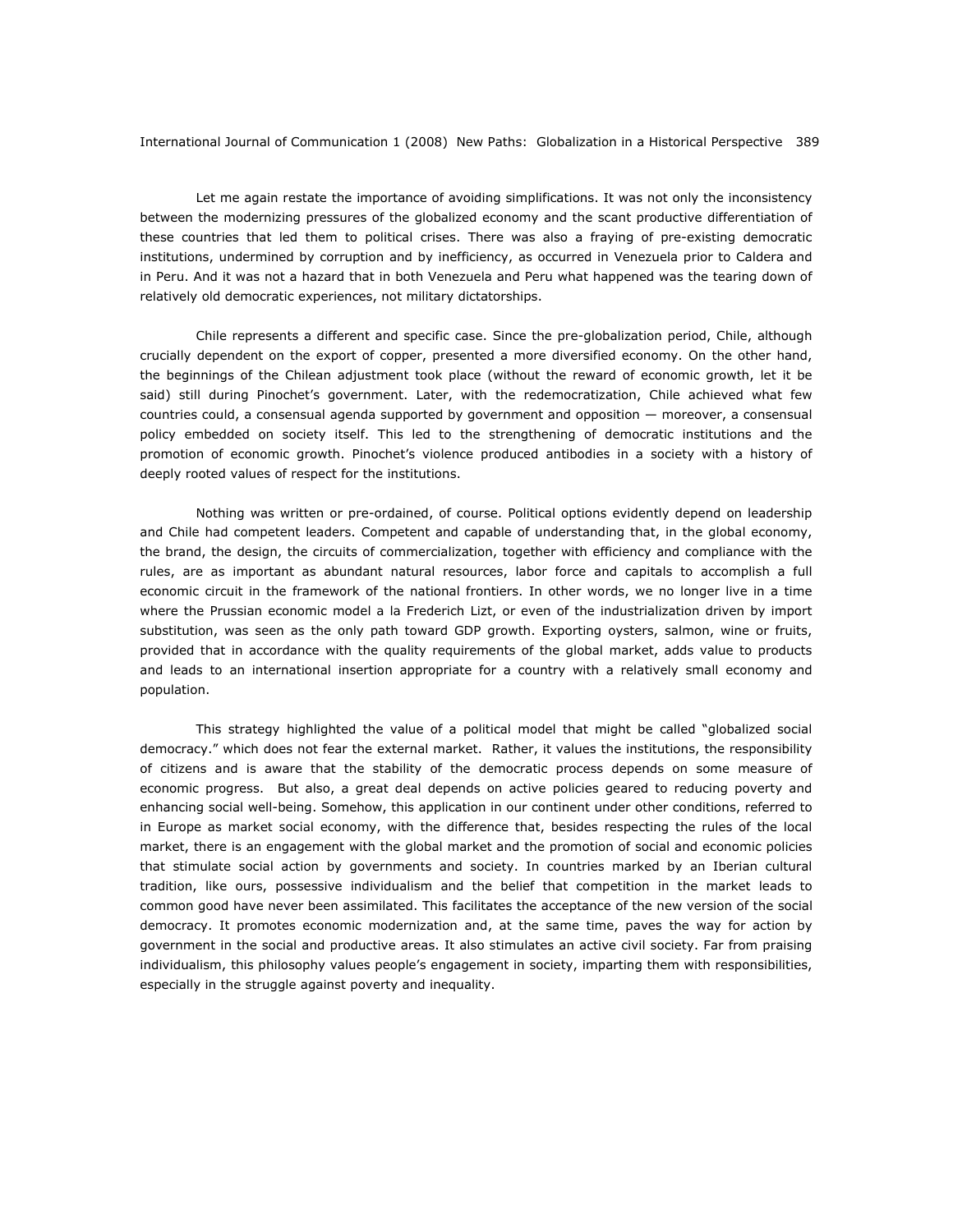Let me again restate the importance of avoiding simplifications. It was not only the inconsistency between the modernizing pressures of the globalized economy and the scant productive differentiation of these countries that led them to political crises. There was also a fraying of pre-existing democratic institutions, undermined by corruption and by inefficiency, as occurred in Venezuela prior to Caldera and in Peru. And it was not a hazard that in both Venezuela and Peru what happened was the tearing down of relatively old democratic experiences, not military dictatorships.

Chile represents a different and specific case. Since the pre-globalization period, Chile, although crucially dependent on the export of copper, presented a more diversified economy. On the other hand, the beginnings of the Chilean adjustment took place (without the reward of economic growth, let it be said) still during Pinochet's government. Later, with the redemocratization, Chile achieved what few countries could, a consensual agenda supported by government and opposition — moreover, a consensual policy embedded on society itself. This led to the strengthening of democratic institutions and the promotion of economic growth. Pinochet's violence produced antibodies in a society with a history of deeply rooted values of respect for the institutions.

Nothing was written or pre-ordained, of course. Political options evidently depend on leadership and Chile had competent leaders. Competent and capable of understanding that, in the global economy, the brand, the design, the circuits of commercialization, together with efficiency and compliance with the rules, are as important as abundant natural resources, labor force and capitals to accomplish a full economic circuit in the framework of the national frontiers. In other words, we no longer live in a time where the Prussian economic model a la Frederich Lizt, or even of the industrialization driven by import substitution, was seen as the only path toward GDP growth. Exporting oysters, salmon, wine or fruits, provided that in accordance with the quality requirements of the global market, adds value to products and leads to an international insertion appropriate for a country with a relatively small economy and population.

This strategy highlighted the value of a political model that might be called "globalized social democracy." which does not fear the external market. Rather, it values the institutions, the responsibility of citizens and is aware that the stability of the democratic process depends on some measure of economic progress. But also, a great deal depends on active policies geared to reducing poverty and enhancing social well-being. Somehow, this application in our continent under other conditions, referred to in Europe as market social economy, with the difference that, besides respecting the rules of the local market, there is an engagement with the global market and the promotion of social and economic policies that stimulate social action by governments and society. In countries marked by an Iberian cultural tradition, like ours, possessive individualism and the belief that competition in the market leads to common good have never been assimilated. This facilitates the acceptance of the new version of the social democracy. It promotes economic modernization and, at the same time, paves the way for action by government in the social and productive areas. It also stimulates an active civil society. Far from praising individualism, this philosophy values people's engagement in society, imparting them with responsibilities, especially in the struggle against poverty and inequality.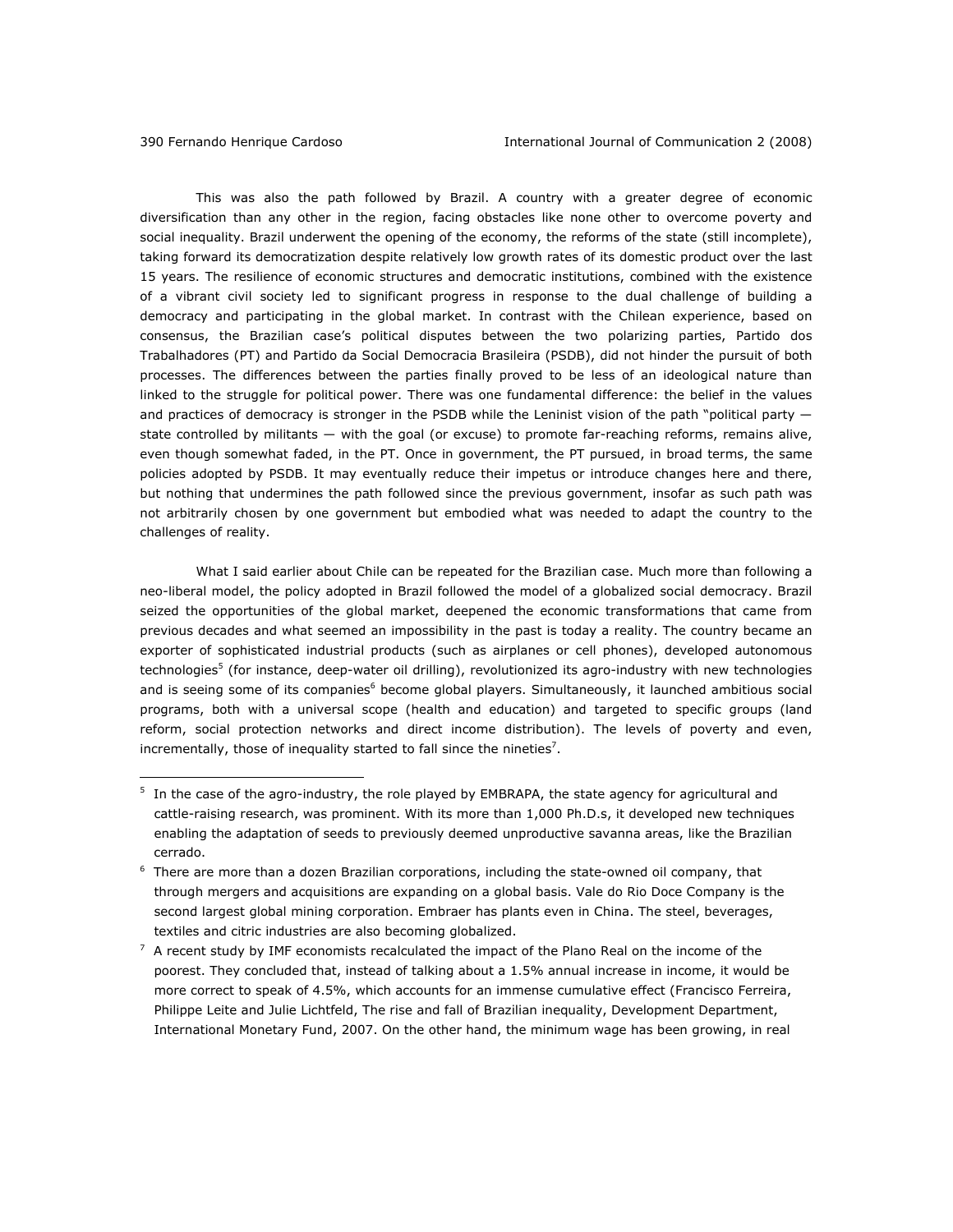This was also the path followed by Brazil. A country with a greater degree of economic diversification than any other in the region, facing obstacles like none other to overcome poverty and social inequality. Brazil underwent the opening of the economy, the reforms of the state (still incomplete), taking forward its democratization despite relatively low growth rates of its domestic product over the last 15 years. The resilience of economic structures and democratic institutions, combined with the existence of a vibrant civil society led to significant progress in response to the dual challenge of building a democracy and participating in the global market. In contrast with the Chilean experience, based on consensus, the Brazilian case's political disputes between the two polarizing parties, Partido dos Trabalhadores (PT) and Partido da Social Democracia Brasileira (PSDB), did not hinder the pursuit of both processes. The differences between the parties finally proved to be less of an ideological nature than linked to the struggle for political power. There was one fundamental difference: the belief in the values and practices of democracy is stronger in the PSDB while the Leninist vision of the path "political party — state controlled by militants — with the goal (or excuse) to promote far-reaching reforms, remains alive, even though somewhat faded, in the PT. Once in government, the PT pursued, in broad terms, the same policies adopted by PSDB. It may eventually reduce their impetus or introduce changes here and there, but nothing that undermines the path followed since the previous government, insofar as such path was not arbitrarily chosen by one government but embodied what was needed to adapt the country to the challenges of reality.

What I said earlier about Chile can be repeated for the Brazilian case. Much more than following a neo-liberal model, the policy adopted in Brazil followed the model of a globalized social democracy. Brazil seized the opportunities of the global market, deepened the economic transformations that came from previous decades and what seemed an impossibility in the past is today a reality. The country became an exporter of sophisticated industrial products (such as airplanes or cell phones), developed autonomous technologies[5] (for instance, deep-water oil drilling), revolutionized its agro-industry with new technologies and is seeing some of its companies[6] become global players. Simultaneously, it launched ambitious social programs, both with a universal scope (health and education) and targeted to specific groups (land reform, social protection networks and direct income distribution). The levels of poverty and even, incrementally, those of inequality started to fall since the nineties[7].

---

[5] In the case of the agro-industry, the role played by EMBRAPA, the state agency for agricultural and cattle-raising research, was prominent. With its more than 1,000 Ph.D.s, it developed new techniques enabling the adaptation of seeds to previously deemed unproductive savanna areas, like the Brazilian cerrado.

[6] There are more than a dozen Brazilian corporations, including the state-owned oil company, that through mergers and acquisitions are expanding on a global basis. Vale do Rio Doce Company is the second largest global mining corporation. Embraer has plants even in China. The steel, beverages, textiles and citric industries are also becoming globalized.

[7] A recent study by IMF economists recalculated the impact of the Plano Real on the income of the poorest. They concluded that, instead of talking about a 1.5% annual increase in income, it would be more correct to speak of 4.5%, which accounts for an immense cumulative effect (Francisco Ferreira, Philippe Leite and Julie Lichtfeld, The rise and fall of Brazilian inequality, Development Department, International Monetary Fund, 2007. On the other hand, the minimum wage has been growing, in real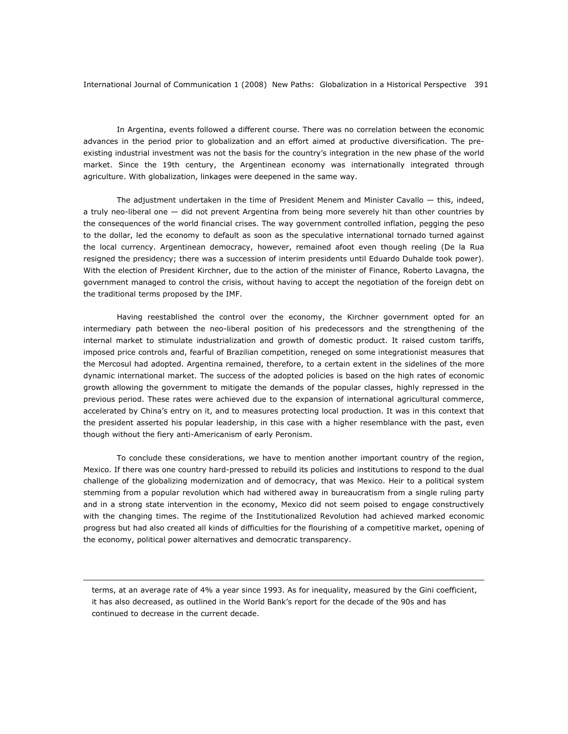In Argentina, events followed a different course. There was no correlation between the economic advances in the period prior to globalization and an effort aimed at productive diversification. The pre-existing industrial investment was not the basis for the country's integration in the new phase of the world market. Since the 19th century, the Argentinean economy was internationally integrated through agriculture. With globalization, linkages were deepened in the same way.

The adjustment undertaken in the time of President Menem and Minister Cavallo — this, indeed, a truly neo-liberal one — did not prevent Argentina from being more severely hit than other countries by the consequences of the world financial crises. The way government controlled inflation, pegging the peso to the dollar, led the economy to default as soon as the speculative international tornado turned against the local currency. Argentinean democracy, however, remained afoot even though reeling (De la Rua resigned the presidency; there was a succession of interim presidents until Eduardo Duhalde took power). With the election of President Kirchner, due to the action of the minister of Finance, Roberto Lavagna, the government managed to control the crisis, without having to accept the negotiation of the foreign debt on the traditional terms proposed by the IMF.

Having reestablished the control over the economy, the Kirchner government opted for an intermediary path between the neo-liberal position of his predecessors and the strengthening of the internal market to stimulate industrialization and growth of domestic product. It raised custom tariffs, imposed price controls and, fearful of Brazilian competition, reneged on some integrationist measures that the Mercosul had adopted. Argentina remained, therefore, to a certain extent in the sidelines of the more dynamic international market. The success of the adopted policies is based on the high rates of economic growth allowing the government to mitigate the demands of the popular classes, highly repressed in the previous period. These rates were achieved due to the expansion of international agricultural commerce, accelerated by China's entry on it, and to measures protecting local production. It was in this context that the president asserted his popular leadership, in this case with a higher resemblance with the past, even though without the fiery anti-Americanism of early Peronism.

To conclude these considerations, we have to mention another important country of the region, Mexico. If there was one country hard-pressed to rebuild its policies and institutions to respond to the dual challenge of the globalizing modernization and of democracy, that was Mexico. Heir to a political system stemming from a popular revolution which had withered away in bureaucratism from a single ruling party and in a strong state intervention in the economy, Mexico did not seem poised to engage constructively with the changing times. The regime of the Institutionalized Revolution had achieved marked economic progress but had also created all kinds of difficulties for the flourishing of a competitive market, opening of the economy, political power alternatives and democratic transparency.

---

terms, at an average rate of 4% a year since 1993. As for inequality, measured by the Gini coefficient, it has also decreased, as outlined in the World Bank's report for the decade of the 90s and has continued to decrease in the current decade.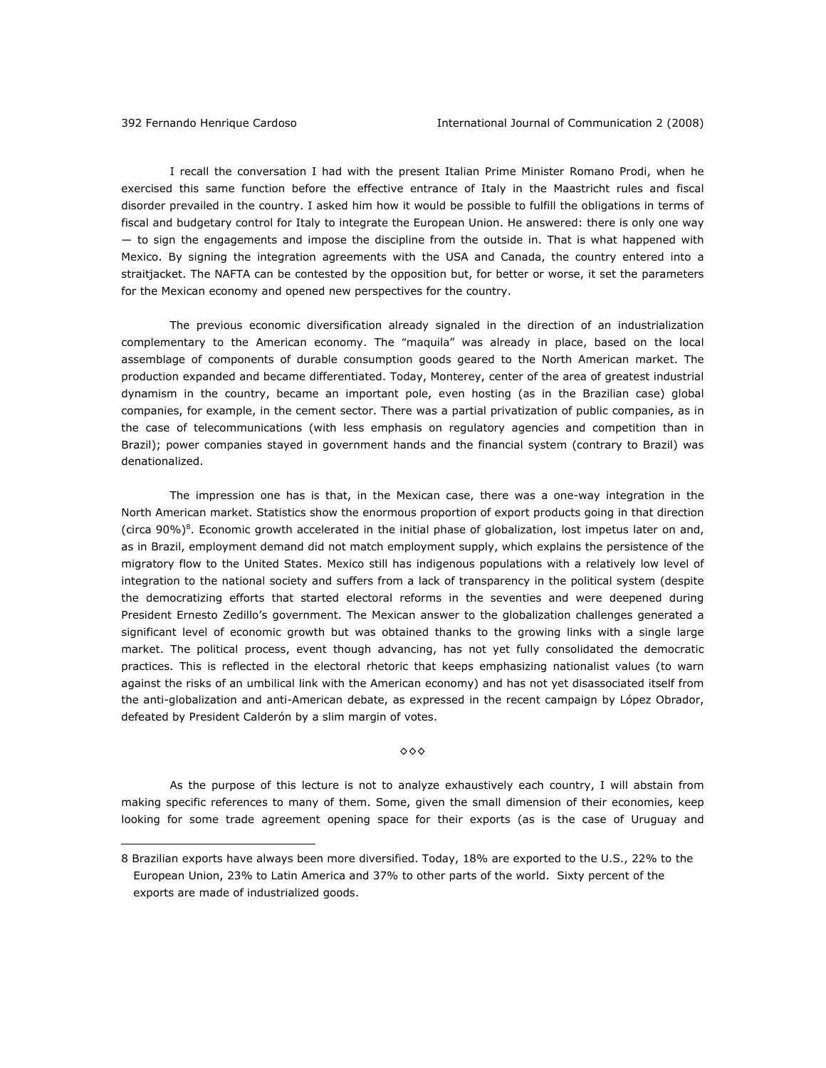I recall the conversation I had with the present Italian Prime Minister Romano Prodi, when he exercised this same function before the effective entrance of Italy in the Maastricht rules and fiscal disorder prevailed in the country. I asked him how it would be possible to fulfill the obligations in terms of fiscal and budgetary control for Italy to integrate the European Union. He answered: there is only one way — to sign the engagements and impose the discipline from the outside in. That is what happened with Mexico. By signing the integration agreements with the USA and Canada, the country entered into a straitjacket. The NAFTA can be contested by the opposition but, for better or worse, it set the parameters for the Mexican economy and opened new perspectives for the country.

The previous economic diversification already signaled in the direction of an industrialization complementary to the American economy. The "maquila" was already in place, based on the local assemblage of components of durable consumption goods geared to the North American market. The production expanded and became differentiated. Today, Monterey, center of the area of greatest industrial dynamism in the country, became an important pole, even hosting (as in the Brazilian case) global companies, for example, in the cement sector. There was a partial privatization of public companies, as in the case of telecommunications (with less emphasis on regulatory agencies and competition than in Brazil); power companies stayed in government hands and the financial system (contrary to Brazil) was denationalized.

The impression one has is that, in the Mexican case, there was a one-way integration in the North American market. Statistics show the enormous proportion of export products going in that direction (circa 90%)[8]. Economic growth accelerated in the initial phase of globalization, lost impetus later on and, as in Brazil, employment demand did not match employment supply, which explains the persistence of the migratory flow to the United States. Mexico still has indigenous populations with a relatively low level of integration to the national society and suffers from a lack of transparency in the political system (despite the democratizing efforts that started electoral reforms in the seventies and were deepened during President Ernesto Zedillo's government. The Mexican answer to the globalization challenges generated a significant level of economic growth but was obtained thanks to the growing links with a single large market. The political process, event though advancing, has not yet fully consolidated the democratic practices. This is reflected in the electoral rhetoric that keeps emphasizing nationalist values (to warn against the risks of an umbilical link with the American economy) and has not yet disassociated itself from the anti-globalization and anti-American debate, as expressed in the recent campaign by López Obrador, defeated by President Calderón by a slim margin of votes.

◇◇◇

As the purpose of this lecture is not to analyze exhaustively each country, I will abstain from making specific references to many of them. Some, given the small dimension of their economies, keep looking for some trade agreement opening space for their exports (as is the case of Uruguay and

---

8 Brazilian exports have always been more diversified. Today, 18% are exported to the U.S., 22% to the European Union, 23% to Latin America and 37% to other parts of the world. Sixty percent of the exports are made of industrialized goods.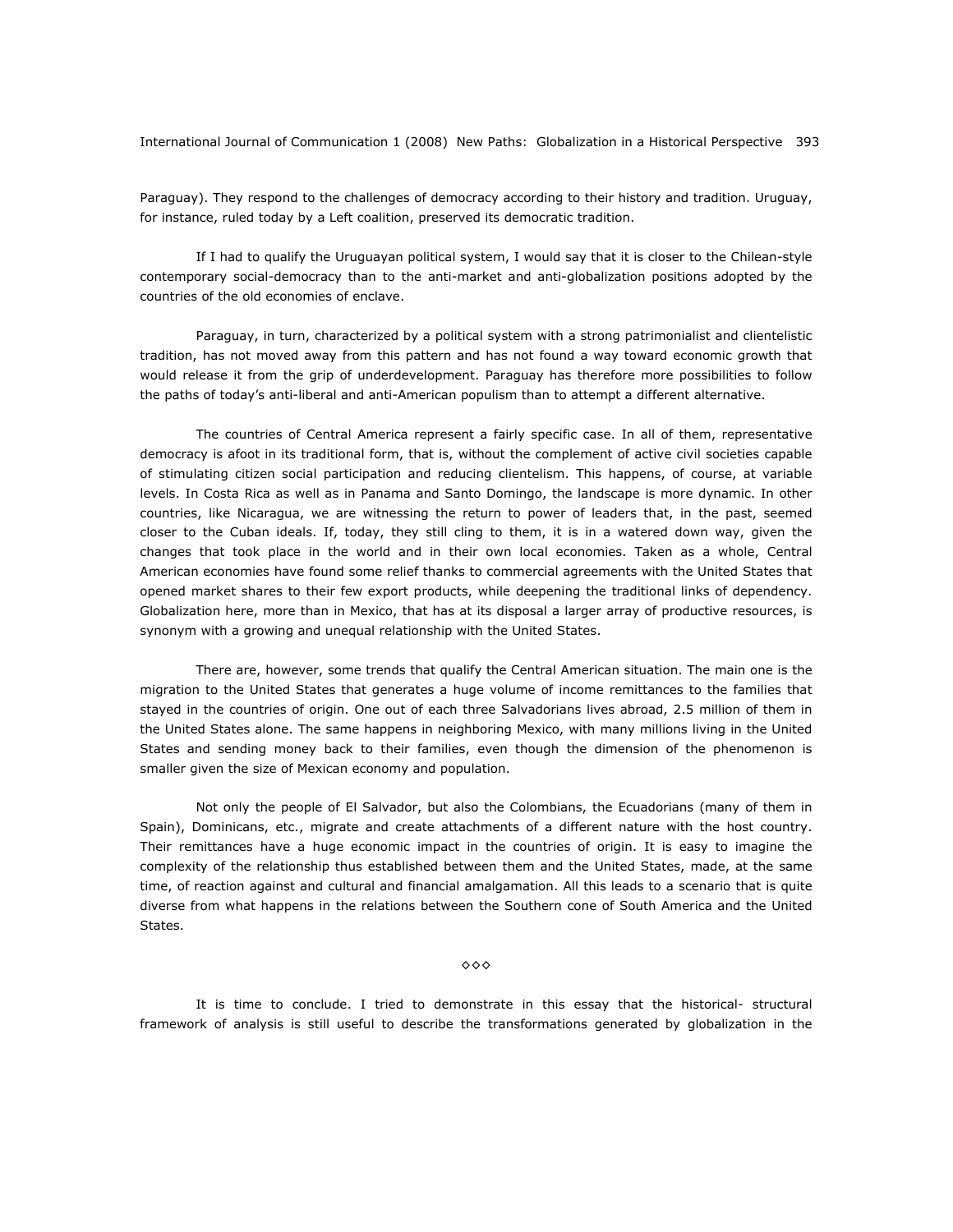Paraguay). They respond to the challenges of democracy according to their history and tradition. Uruguay, for instance, ruled today by a Left coalition, preserved its democratic tradition.

If I had to qualify the Uruguayan political system, I would say that it is closer to the Chilean-style contemporary social-democracy than to the anti-market and anti-globalization positions adopted by the countries of the old economies of enclave.

Paraguay, in turn, characterized by a political system with a strong patrimonialist and clientelistic tradition, has not moved away from this pattern and has not found a way toward economic growth that would release it from the grip of underdevelopment. Paraguay has therefore more possibilities to follow the paths of today's anti-liberal and anti-American populism than to attempt a different alternative.

The countries of Central America represent a fairly specific case. In all of them, representative democracy is afoot in its traditional form, that is, without the complement of active civil societies capable of stimulating citizen social participation and reducing clientelism. This happens, of course, at variable levels. In Costa Rica as well as in Panama and Santo Domingo, the landscape is more dynamic. In other countries, like Nicaragua, we are witnessing the return to power of leaders that, in the past, seemed closer to the Cuban ideals. If, today, they still cling to them, it is in a watered down way, given the changes that took place in the world and in their own local economies. Taken as a whole, Central American economies have found some relief thanks to commercial agreements with the United States that opened market shares to their few export products, while deepening the traditional links of dependency. Globalization here, more than in Mexico, that has at its disposal a larger array of productive resources, is synonym with a growing and unequal relationship with the United States.

There are, however, some trends that qualify the Central American situation. The main one is the migration to the United States that generates a huge volume of income remittances to the families that stayed in the countries of origin. One out of each three Salvadorians lives abroad, 2.5 million of them in the United States alone. The same happens in neighboring Mexico, with many millions living in the United States and sending money back to their families, even though the dimension of the phenomenon is smaller given the size of Mexican economy and population.

Not only the people of El Salvador, but also the Colombians, the Ecuadorians (many of them in Spain), Dominicans, etc., migrate and create attachments of a different nature with the host country. Their remittances have a huge economic impact in the countries of origin. It is easy to imagine the complexity of the relationship thus established between them and the United States, made, at the same time, of reaction against and cultural and financial amalgamation. All this leads to a scenario that is quite diverse from what happens in the relations between the Southern cone of South America and the United States.

◇◇◇

It is time to conclude. I tried to demonstrate in this essay that the historical- structural framework of analysis is still useful to describe the transformations generated by globalization in the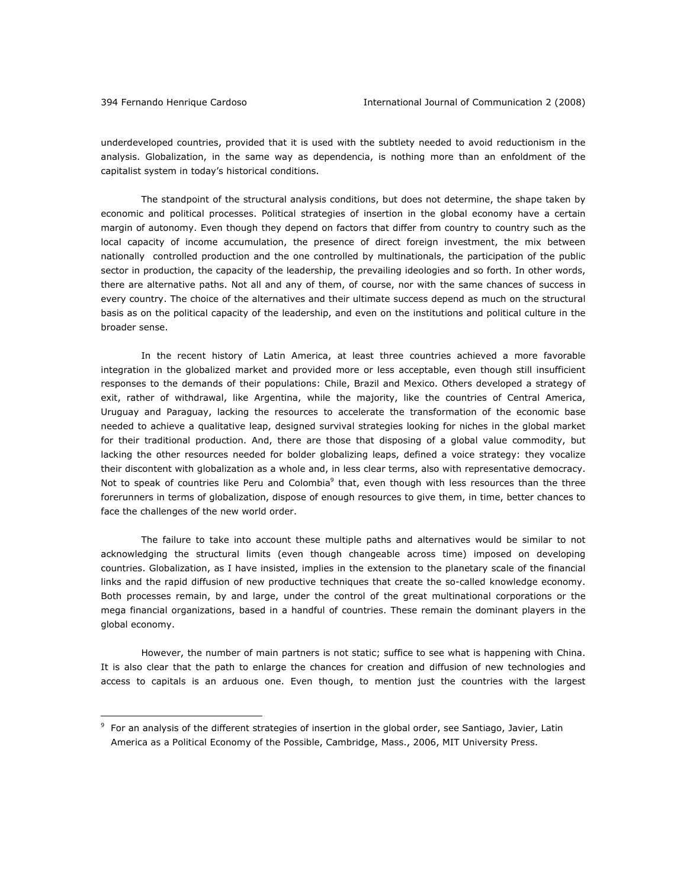underdeveloped countries, provided that it is used with the subtlety needed to avoid reductionism in the analysis. Globalization, in the same way as dependencia, is nothing more than an enfoldment of the capitalist system in today's historical conditions.

The standpoint of the structural analysis conditions, but does not determine, the shape taken by economic and political processes. Political strategies of insertion in the global economy have a certain margin of autonomy. Even though they depend on factors that differ from country to country such as the local capacity of income accumulation, the presence of direct foreign investment, the mix between nationally controlled production and the one controlled by multinationals, the participation of the public sector in production, the capacity of the leadership, the prevailing ideologies and so forth. In other words, there are alternative paths. Not all and any of them, of course, nor with the same chances of success in every country. The choice of the alternatives and their ultimate success depend as much on the structural basis as on the political capacity of the leadership, and even on the institutions and political culture in the broader sense.

In the recent history of Latin America, at least three countries achieved a more favorable integration in the globalized market and provided more or less acceptable, even though still insufficient responses to the demands of their populations: Chile, Brazil and Mexico. Others developed a strategy of exit, rather of withdrawal, like Argentina, while the majority, like the countries of Central America, Uruguay and Paraguay, lacking the resources to accelerate the transformation of the economic base needed to achieve a qualitative leap, designed survival strategies looking for niches in the global market for their traditional production. And, there are those that disposing of a global value commodity, but lacking the other resources needed for bolder globalizing leaps, defined a voice strategy: they vocalize their discontent with globalization as a whole and, in less clear terms, also with representative democracy. Not to speak of countries like Peru and Colombia[9] that, even though with less resources than the three forerunners in terms of globalization, dispose of enough resources to give them, in time, better chances to face the challenges of the new world order.

The failure to take into account these multiple paths and alternatives would be similar to not acknowledging the structural limits (even though changeable across time) imposed on developing countries. Globalization, as I have insisted, implies in the extension to the planetary scale of the financial links and the rapid diffusion of new productive techniques that create the so-called knowledge economy. Both processes remain, by and large, under the control of the great multinational corporations or the mega financial organizations, based in a handful of countries. These remain the dominant players in the global economy.

However, the number of main partners is not static; suffice to see what is happening with China. It is also clear that the path to enlarge the chances for creation and diffusion of new technologies and access to capitals is an arduous one. Even though, to mention just the countries with the largest

---

[9] For an analysis of the different strategies of insertion in the global order, see Santiago, Javier, Latin America as a Political Economy of the Possible, Cambridge, Mass., 2006, MIT University Press.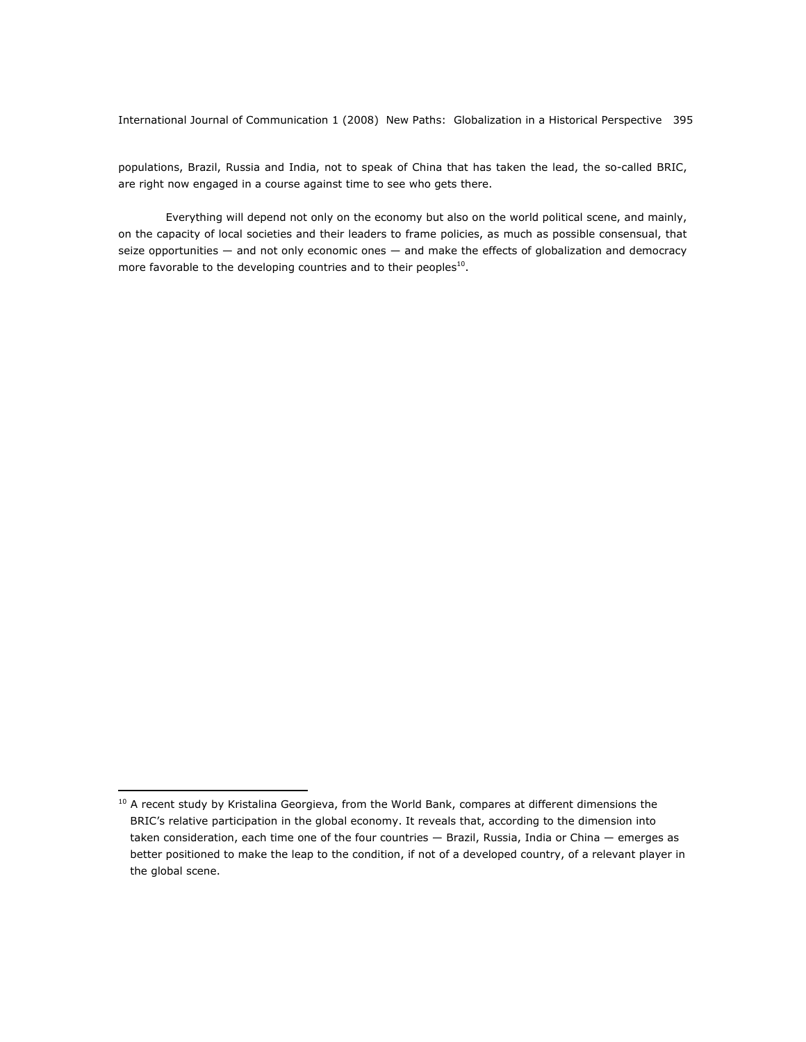populations, Brazil, Russia and India, not to speak of China that has taken the lead, the so-called BRIC, are right now engaged in a course against time to see who gets there.

Everything will depend not only on the economy but also on the world political scene, and mainly, on the capacity of local societies and their leaders to frame policies, as much as possible consensual, that seize opportunities — and not only economic ones — and make the effects of globalization and democracy more favorable to the developing countries and to their peoples[10].

---

[10] A recent study by Kristalina Georgieva, from the World Bank, compares at different dimensions the BRIC's relative participation in the global economy. It reveals that, according to the dimension into taken consideration, each time one of the four countries — Brazil, Russia, India or China — emerges as better positioned to make the leap to the condition, if not of a developed country, of a relevant player in the global scene.